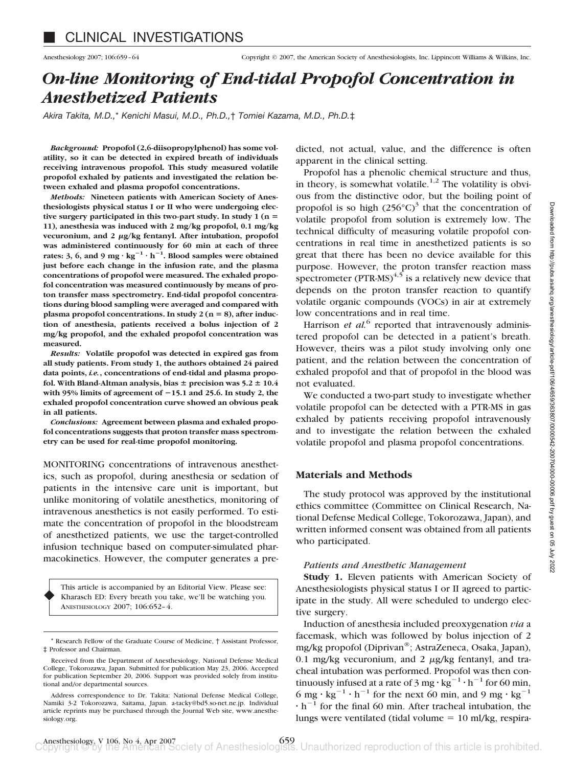■ CLINICAL INVESTIGATIONS

# On-line Monitoring of End-tidal Propofol Concentration in Anesthetized Patients

*Akira Takita, M.D.,\* Kenichi Masui, M.D., Ph.D.,† Tomiei Kazama, M.D., Ph.D.‡*

***Background:*** **Propofol (2,6-diisopropylphenol) has some volatility, so it can be detected in expired breath of individuals receiving intravenous propofol. This study measured volatile propofol exhaled by patients and investigated the relation between exhaled and plasma propofol concentrations.**

***Methods:*** **Nineteen patients with American Society of Anesthesiologists physical status I or II who were undergoing elective surgery participated in this two-part study. In study 1 (n = 11), anesthesia was induced with 2 mg/kg propofol, 0.1 mg/kg vecuronium, and 2 μg/kg fentanyl. After intubation, propofol was administered continuously for 60 min at each of three rates: 3, 6, and 9 mg · kg$^{-1}$ · h$^{-1}$. Blood samples were obtained just before each change in the infusion rate, and the plasma concentrations of propofol were measured. The exhaled propofol concentration was measured continuously by means of proton transfer mass spectrometry. End-tidal propofol concentrations during blood sampling were averaged and compared with plasma propofol concentrations. In study 2 (n = 8), after induction of anesthesia, patients received a bolus injection of 2 mg/kg propofol, and the exhaled propofol concentration was measured.**

***Results:*** **Volatile propofol was detected in expired gas from all study patients. From study 1, the authors obtained 24 paired data points, *i.e.*, concentrations of end-tidal and plasma propofol. With Bland-Altman analysis, bias ± precision was 5.2 ± 10.4 with 95% limits of agreement of −15.1 and 25.6. In study 2, the exhaled propofol concentration curve showed an obvious peak in all patients.**

***Conclusions:*** **Agreement between plasma and exhaled propofol concentrations suggests that proton transfer mass spectrometry can be used for real-time propofol monitoring.**

MONITORING concentrations of intravenous anesthetics, such as propofol, during anesthesia or sedation of patients in the intensive care unit is important, but unlike monitoring of volatile anesthetics, monitoring of intravenous anesthetics is not easily performed. To estimate the concentration of propofol in the bloodstream of anesthetized patients, we use the target-controlled infusion technique based on computer-simulated pharmacokinetics. However, the computer generates a predicted, not actual, value, and the difference is often apparent in the clinical setting.

Propofol has a phenolic chemical structure and thus, in theory, is somewhat volatile.[1,2] The volatility is obvious from the distinctive odor, but the boiling point of propofol is so high (256°C)[3] that the concentration of volatile propofol from solution is extremely low. The technical difficulty of measuring volatile propofol concentrations in real time in anesthetized patients is so great that there has been no device available for this purpose. However, the proton transfer reaction mass spectrometer (PTR-MS)[4,5] is a relatively new device that depends on the proton transfer reaction to quantify volatile organic compounds (VOCs) in air at extremely low concentrations and in real time.

Harrison *et al.*[6] reported that intravenously administered propofol can be detected in a patient's breath. However, theirs was a pilot study involving only one patient, and the relation between the concentration of exhaled propofol and that of propofol in the blood was not evaluated.

We conducted a two-part study to investigate whether volatile propofol can be detected with a PTR-MS in gas exhaled by patients receiving propofol intravenously and to investigate the relation between the exhaled volatile propofol and plasma propofol concentrations.

## Materials and Methods

The study protocol was approved by the institutional ethics committee (Committee on Clinical Research, National Defense Medical College, Tokorozawa, Japan), and written informed consent was obtained from all patients who participated.

### *Patients and Anesthetic Management*

**Study 1.** Eleven patients with American Society of Anesthesiologists physical status I or II agreed to participate in the study. All were scheduled to undergo elective surgery.

Induction of anesthesia included preoxygenation *via* a facemask, which was followed by bolus injection of 2 mg/kg propofol (Diprivan®; AstraZeneca, Osaka, Japan), 0.1 mg/kg vecuronium, and 2 μg/kg fentanyl, and tracheal intubation was performed. Propofol was then continuously infused at a rate of 3 mg · kg$^{-1}$ · h$^{-1}$ for 60 min, 6 mg · kg$^{-1}$ · h$^{-1}$ for the next 60 min, and 9 mg · kg$^{-1}$ · h$^{-1}$ for the final 60 min. After tracheal intubation, the lungs were ventilated (tidal volume = 10 ml/kg, respira-

This article is accompanied by an Editorial View. Please see: Kharasch ED: Every breath you take, we'll be watching you. ANESTHESIOLOGY 2007; 106:652–4.

\* Research Fellow of the Graduate Course of Medicine, † Assistant Professor, ‡ Professor and Chairman.

Received from the Department of Anesthesiology, National Defense Medical College, Tokorozawa, Japan. Submitted for publication May 23, 2006. Accepted for publication September 20, 2006. Support was provided solely from institutional and/or departmental sources.

Address correspondence to Dr. Takita: National Defense Medical College, Namiki 3-2 Tokorozawa, Saitama, Japan. a-tacky@bd5.so-net.ne.jp. Individual article reprints may be purchased through the Journal Web site, www.anesthesiology.org.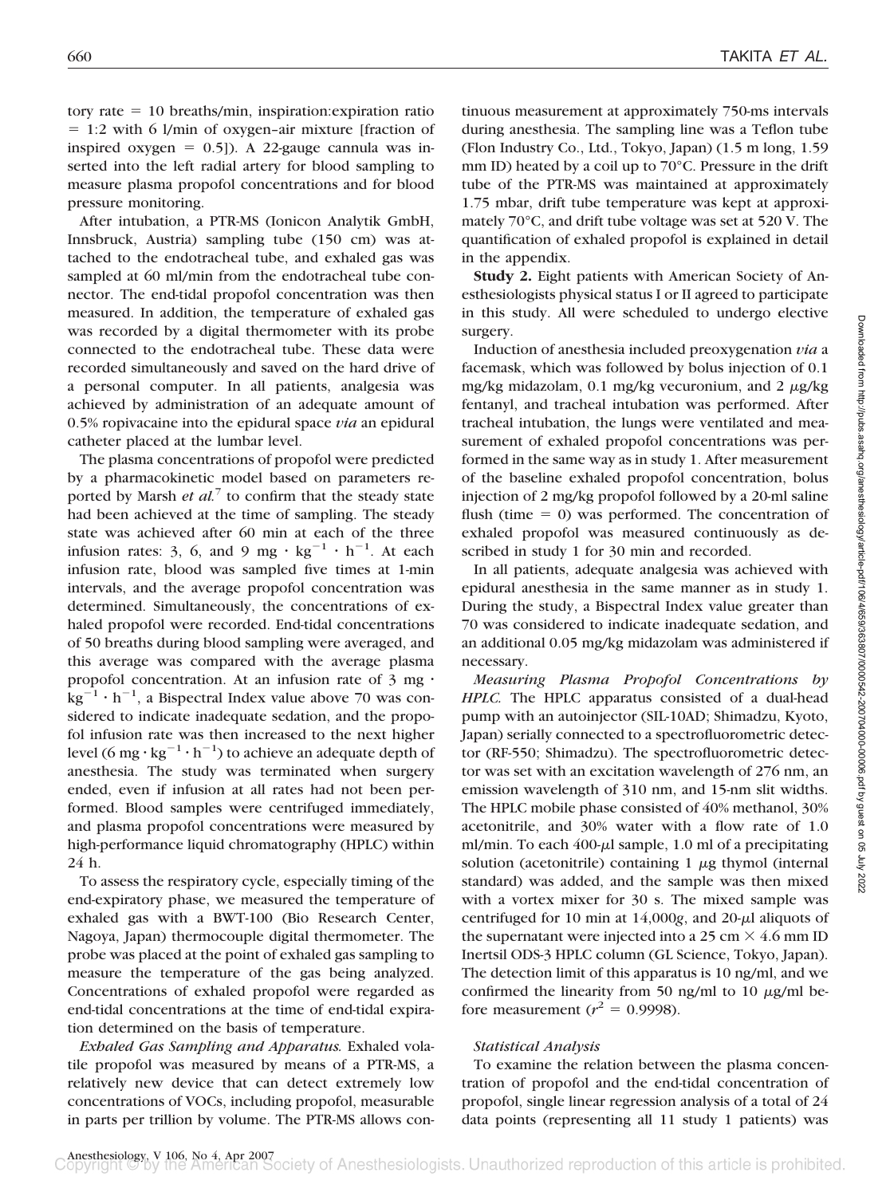tory rate = 10 breaths/min, inspiration:expiration ratio = 1:2 with 6 l/min of oxygen–air mixture [fraction of inspired oxygen = 0.5]). A 22-gauge cannula was inserted into the left radial artery for blood sampling to measure plasma propofol concentrations and for blood pressure monitoring.

After intubation, a PTR-MS (Ionicon Analytik GmbH, Innsbruck, Austria) sampling tube (150 cm) was attached to the endotracheal tube, and exhaled gas was sampled at 60 ml/min from the endotracheal tube connector. The end-tidal propofol concentration was then measured. In addition, the temperature of exhaled gas was recorded by a digital thermometer with its probe connected to the endotracheal tube. These data were recorded simultaneously and saved on the hard drive of a personal computer. In all patients, analgesia was achieved by administration of an adequate amount of 0.5% ropivacaine into the epidural space *via* an epidural catheter placed at the lumbar level.

The plasma concentrations of propofol were predicted by a pharmacokinetic model based on parameters reported by Marsh *et al.*[7] to confirm that the steady state had been achieved at the time of sampling. The steady state was achieved after 60 min at each of the three infusion rates: 3, 6, and 9 mg $\cdot$ kg$^{-1}$ $\cdot$ h$^{-1}$. At each infusion rate, blood was sampled five times at 1-min intervals, and the average propofol concentration was determined. Simultaneously, the concentrations of exhaled propofol were recorded. End-tidal concentrations of 50 breaths during blood sampling were averaged, and this average was compared with the average plasma propofol concentration. At an infusion rate of 3 mg $\cdot$ kg$^{-1}$ $\cdot$ h$^{-1}$, a Bispectral Index value above 70 was considered to indicate inadequate sedation, and the propofol infusion rate was then increased to the next higher level (6 mg $\cdot$ kg$^{-1}$ $\cdot$ h$^{-1}$) to achieve an adequate depth of anesthesia. The study was terminated when surgery ended, even if infusion at all rates had not been performed. Blood samples were centrifuged immediately, and plasma propofol concentrations were measured by high-performance liquid chromatography (HPLC) within 24 h.

To assess the respiratory cycle, especially timing of the end-expiratory phase, we measured the temperature of exhaled gas with a BWT-100 (Bio Research Center, Nagoya, Japan) thermocouple digital thermometer. The probe was placed at the point of exhaled gas sampling to measure the temperature of the gas being analyzed. Concentrations of exhaled propofol were regarded as end-tidal concentrations at the time of end-tidal expiration determined on the basis of temperature.

*Exhaled Gas Sampling and Apparatus.* Exhaled volatile propofol was measured by means of a PTR-MS, a relatively new device that can detect extremely low concentrations of VOCs, including propofol, measurable in parts per trillion by volume. The PTR-MS allows continuous measurement at approximately 750-ms intervals during anesthesia. The sampling line was a Teflon tube (Flon Industry Co., Ltd., Tokyo, Japan) (1.5 m long, 1.59 mm ID) heated by a coil up to 70°C. Pressure in the drift tube of the PTR-MS was maintained at approximately 1.75 mbar, drift tube temperature was kept at approximately 70°C, and drift tube voltage was set at 520 V. The quantification of exhaled propofol is explained in detail in the appendix.

**Study 2.** Eight patients with American Society of Anesthesiologists physical status I or II agreed to participate in this study. All were scheduled to undergo elective surgery.

Induction of anesthesia included preoxygenation *via* a facemask, which was followed by bolus injection of 0.1 mg/kg midazolam, 0.1 mg/kg vecuronium, and 2 $\mu$g/kg fentanyl, and tracheal intubation was performed. After tracheal intubation, the lungs were ventilated and measurement of exhaled propofol concentrations was performed in the same way as in study 1. After measurement of the baseline exhaled propofol concentration, bolus injection of 2 mg/kg propofol followed by a 20-ml saline flush (time = 0) was performed. The concentration of exhaled propofol was measured continuously as described in study 1 for 30 min and recorded.

In all patients, adequate analgesia was achieved with epidural anesthesia in the same manner as in study 1. During the study, a Bispectral Index value greater than 70 was considered to indicate inadequate sedation, and an additional 0.05 mg/kg midazolam was administered if necessary.

*Measuring Plasma Propofol Concentrations by HPLC.* The HPLC apparatus consisted of a dual-head pump with an autoinjector (SIL-10AD; Shimadzu, Kyoto, Japan) serially connected to a spectrofluorometric detector (RF-550; Shimadzu). The spectrofluorometric detector was set with an excitation wavelength of 276 nm, an emission wavelength of 310 nm, and 15-nm slit widths. The HPLC mobile phase consisted of 40% methanol, 30% acetonitrile, and 30% water with a flow rate of 1.0 ml/min. To each 400-$\mu$l sample, 1.0 ml of a precipitating solution (acetonitrile) containing 1 $\mu$g thymol (internal standard) was added, and the sample was then mixed with a vortex mixer for 30 s. The mixed sample was centrifuged for 10 min at 14,000*g*, and 20-$\mu$l aliquots of the supernatant were injected into a 25 cm $\times$ 4.6 mm ID Inertsil ODS-3 HPLC column (GL Science, Tokyo, Japan). The detection limit of this apparatus is 10 ng/ml, and we confirmed the linearity from 50 ng/ml to 10 $\mu$g/ml before measurement ($r^2 = 0.9998$).

### *Statistical Analysis*

To examine the relation between the plasma concentration of propofol and the end-tidal concentration of propofol, single linear regression analysis of a total of 24 data points (representing all 11 study 1 patients) was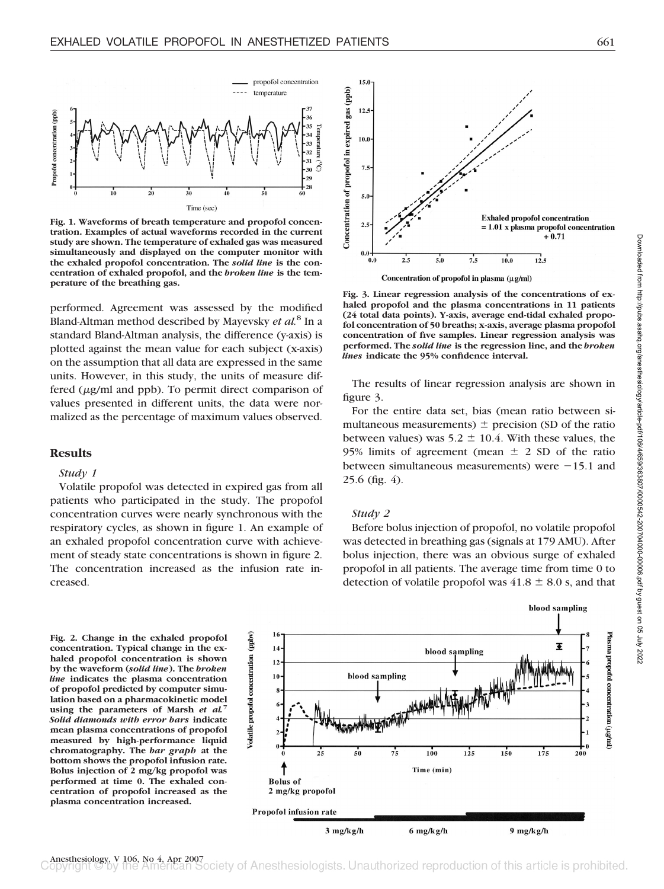**Fig. 1. Waveforms of breath temperature and propofol concentration. Examples of actual waveforms recorded in the current study are shown. The temperature of exhaled gas was measured simultaneously and displayed on the computer monitor with the exhaled propofol concentration. The *solid line* is the concentration of exhaled propofol, and the *broken line* is the temperature of the breathing gas.**

performed. Agreement was assessed by the modified Bland-Altman method described by Mayevsky *et al.*[8] In a standard Bland-Altman analysis, the difference (y-axis) is plotted against the mean value for each subject (x-axis) on the assumption that all data are expressed in the same units. However, in this study, the units of measure differed ($\mu$g/ml and ppb). To permit direct comparison of values presented in different units, the data were normalized as the percentage of maximum values observed.

## Results

### *Study 1*

Volatile propofol was detected in expired gas from all patients who participated in the study. The propofol concentration curves were nearly synchronous with the respiratory cycles, as shown in figure 1. An example of an exhaled propofol concentration curve with achievement of steady state concentrations is shown in figure 2. The concentration increased as the infusion rate increased.

**Fig. 3. Linear regression analysis of the concentrations of exhaled propofol and the plasma concentrations in 11 patients (24 total data points). Y-axis, average end-tidal exhaled propofol concentration of 50 breaths; x-axis, average plasma propofol concentration of five samples. Linear regression analysis was performed. The *solid line* is the regression line, and the *broken lines* indicate the 95% confidence interval.**

The results of linear regression analysis are shown in figure 3.

For the entire data set, bias (mean ratio between simultaneous measurements) $\pm$ precision (SD of the ratio between values) was 5.2 $\pm$ 10.4. With these values, the 95% limits of agreement (mean $\pm$ 2 SD of the ratio between simultaneous measurements) were −15.1 and 25.6 (fig. 4).

### *Study 2*

Before bolus injection of propofol, no volatile propofol was detected in breathing gas (signals at 179 AMU). After bolus injection, there was an obvious surge of exhaled propofol in all patients. The average time from time 0 to detection of volatile propofol was 41.8 $\pm$ 8.0 s, and that

**Fig. 2. Change in the exhaled propofol concentration. Typical change in the exhaled propofol concentration is shown by the waveform (*solid line*). The *broken line* indicates the plasma concentration of propofol predicted by computer simulation based on a pharmacokinetic model using the parameters of Marsh *et al.*[7] *Solid diamonds with error bars* indicate mean plasma concentrations of propofol measured by high-performance liquid chromatography. The *bar graph* at the bottom shows the propofol infusion rate. Bolus injection of 2 mg/kg propofol was performed at time 0. The exhaled concentration of propofol increased as the plasma concentration increased.**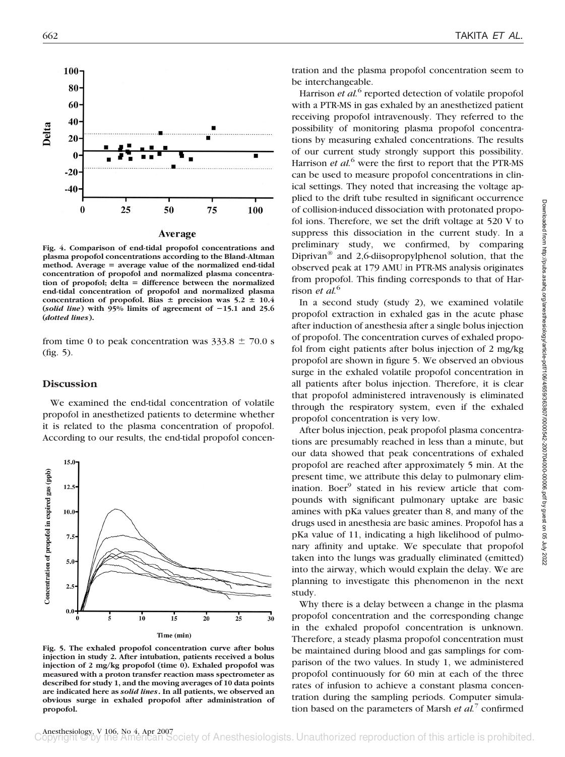Fig. 4. Comparison of end-tidal propofol concentrations and plasma propofol concentrations according to the Bland-Altman method. Average = average value of the normalized end-tidal concentration of propofol and normalized plasma concentration of propofol; delta = difference between the normalized end-tidal concentration of propofol and normalized plasma concentration of propofol. Bias ± precision was 5.2 ± 10.4 (*solid line*) with 95% limits of agreement of −15.1 and 25.6 (*dotted lines*).

from time 0 to peak concentration was 333.8 ± 70.0 s (fig. 5).

## Discussion

We examined the end-tidal concentration of volatile propofol in anesthetized patients to determine whether it is related to the plasma concentration of propofol. According to our results, the end-tidal propofol concentration and the plasma propofol concentration seem to be interchangeable.

Fig. 5. The exhaled propofol concentration curve after bolus injection in study 2. After intubation, patients received a bolus injection of 2 mg/kg propofol (time 0). Exhaled propofol was measured with a proton transfer reaction mass spectrometer as described for study 1, and the moving averages of 10 data points are indicated here as *solid lines*. In all patients, we observed an obvious surge in exhaled propofol after administration of propofol.

Harrison *et al.*[6] reported detection of volatile propofol with a PTR-MS in gas exhaled by an anesthetized patient receiving propofol intravenously. They referred to the possibility of monitoring plasma propofol concentrations by measuring exhaled concentrations. The results of our current study strongly support this possibility. Harrison *et al.*[6] were the first to report that the PTR-MS can be used to measure propofol concentrations in clinical settings. They noted that increasing the voltage applied to the drift tube resulted in significant occurrence of collision-induced dissociation with protonated propofol ions. Therefore, we set the drift voltage at 520 V to suppress this dissociation in the current study. In a preliminary study, we confirmed, by comparing Diprivan® and 2,6-diisopropylphenol solution, that the observed peak at 179 AMU in PTR-MS analysis originates from propofol. This finding corresponds to that of Harrison *et al.*[6]

In a second study (study 2), we examined volatile propofol extraction in exhaled gas in the acute phase after induction of anesthesia after a single bolus injection of propofol. The concentration curves of exhaled propofol from eight patients after bolus injection of 2 mg/kg propofol are shown in figure 5. We observed an obvious surge in the exhaled volatile propofol concentration in all patients after bolus injection. Therefore, it is clear that propofol administered intravenously is eliminated through the respiratory system, even if the exhaled propofol concentration is very low.

After bolus injection, peak propofol plasma concentrations are presumably reached in less than a minute, but our data showed that peak concentrations of exhaled propofol are reached after approximately 5 min. At the present time, we attribute this delay to pulmonary elimination. Boer[9] stated in his review article that compounds with significant pulmonary uptake are basic amines with pKa values greater than 8, and many of the drugs used in anesthesia are basic amines. Propofol has a pKa value of 11, indicating a high likelihood of pulmonary affinity and uptake. We speculate that propofol taken into the lungs was gradually eliminated (emitted) into the airway, which would explain the delay. We are planning to investigate this phenomenon in the next study.

Why there is a delay between a change in the plasma propofol concentration and the corresponding change in the exhaled propofol concentration is unknown. Therefore, a steady plasma propofol concentration must be maintained during blood and gas samplings for comparison of the two values. In study 1, we administered propofol continuously for 60 min at each of the three rates of infusion to achieve a constant plasma concentration during the sampling periods. Computer simulation based on the parameters of Marsh *et al.*[7] confirmed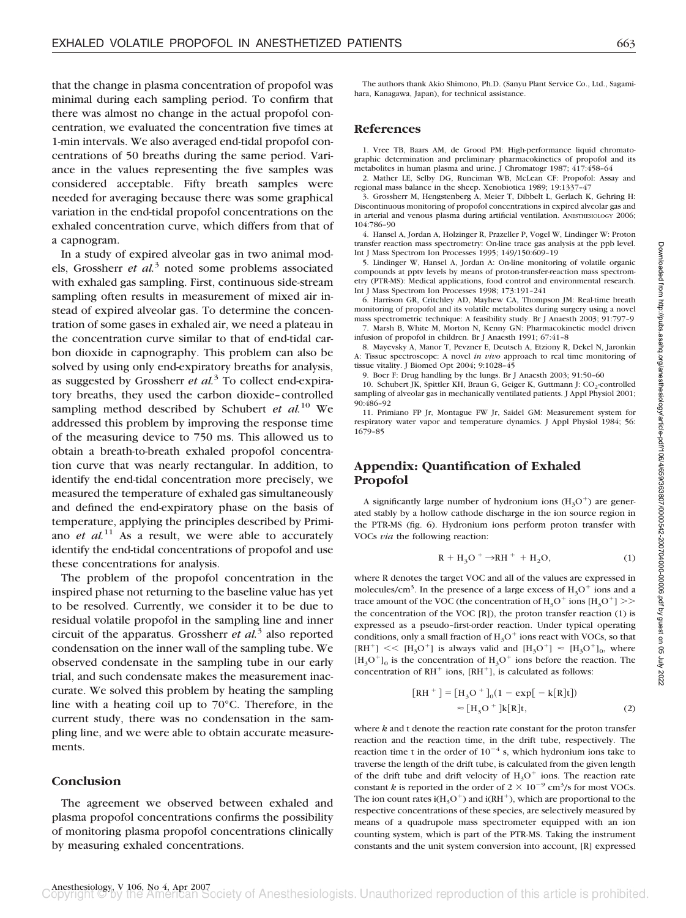that the change in plasma concentration of propofol was minimal during each sampling period. To confirm that there was almost no change in the actual propofol concentration, we evaluated the concentration five times at 1-min intervals. We also averaged end-tidal propofol concentrations of 50 breaths during the same period. Variance in the values representing the five samples was considered acceptable. Fifty breath samples were needed for averaging because there was some graphical variation in the end-tidal propofol concentrations on the exhaled concentration curve, which differs from that of a capnogram.

In a study of expired alveolar gas in two animal models, Grossherr *et al.*[3] noted some problems associated with exhaled gas sampling. First, continuous side-stream sampling often results in measurement of mixed air instead of expired alveolar gas. To determine the concentration of some gases in exhaled air, we need a plateau in the concentration curve similar to that of end-tidal carbon dioxide in capnography. This problem can also be solved by using only end-expiratory breaths for analysis, as suggested by Grossherr *et al.*[3] To collect end-expiratory breaths, they used the carbon dioxide–controlled sampling method described by Schubert *et al.*[10] We addressed this problem by improving the response time of the measuring device to 750 ms. This allowed us to obtain a breath-to-breath exhaled propofol concentration curve that was nearly rectangular. In addition, to identify the end-tidal concentration more precisely, we measured the temperature of exhaled gas simultaneously and defined the end-expiratory phase on the basis of temperature, applying the principles described by Primiano *et al.*[11] As a result, we were able to accurately identify the end-tidal concentrations of propofol and use these concentrations for analysis.

The problem of the propofol concentration in the inspired phase not returning to the baseline value has yet to be resolved. Currently, we consider it to be due to residual volatile propofol in the sampling line and inner circuit of the apparatus. Grossherr *et al.*[3] also reported condensation on the inner wall of the sampling tube. We observed condensate in the sampling tube in our early trial, and such condensate makes the measurement inaccurate. We solved this problem by heating the sampling line with a heating coil up to 70°C. Therefore, in the current study, there was no condensation in the sampling line, and we were able to obtain accurate measurements.

## Conclusion

The agreement we observed between exhaled and plasma propofol concentrations confirms the possibility of monitoring plasma propofol concentrations clinically by measuring exhaled concentrations.

The authors thank Akio Shimono, Ph.D. (Sanyu Plant Service Co., Ltd., Sagamihara, Kanagawa, Japan), for technical assistance.

## References

1. Vree TB, Baars AM, de Grood PM: High-performance liquid chromatographic determination and preliminary pharmacokinetics of propofol and its metabolites in human plasma and urine. J Chromatogr 1987; 417:458–64
2. Mather LE, Selby DG, Runciman WB, McLean CF: Propofol: Assay and regional mass balance in the sheep. Xenobiotica 1989; 19:1337–47
3. Grossherr M, Hengstenberg A, Meier T, Dibbelt L, Gerlach K, Gehring H: Discontinuous monitoring of propofol concentrations in expired alveolar gas and in arterial and venous plasma during artificial ventilation. ANESTHESIOLOGY 2006; 104:786–90
4. Hansel A, Jordan A, Holzinger R, Prazeller P, Vogel W, Lindinger W: Proton transfer reaction mass spectrometry: On-line trace gas analysis at the ppb level. Int J Mass Spectrom Ion Processes 1995; 149/150:609–19
5. Lindinger W, Hansel A, Jordan A: On-line monitoring of volatile organic compounds at pptv levels by means of proton-transfer-reaction mass spectrometry (PTR-MS): Medical applications, food control and environmental research. Int J Mass Spectrom Ion Processes 1998; 173:191–241
6. Harrison GR, Critchley AD, Mayhew CA, Thompson JM: Real-time breath monitoring of propofol and its volatile metabolites during surgery using a novel mass spectrometric technique: A feasibility study. Br J Anaesth 2003; 91:797–9
7. Marsh B, White M, Morton N, Kenny GN: Pharmacokinetic model driven infusion of propofol in children. Br J Anaesth 1991; 67:41–8
8. Mayevsky A, Manor T, Pevzner E, Deutsch A, Etziony R, Dekel N, Jaronkin A: Tissue spectroscope: A novel *in vivo* approach to real time monitoring of tissue vitality. J Biomed Opt 2004; 9:1028–45
9. Boer F: Drug handling by the lungs. Br J Anaesth 2003; 91:50–60
10. Schubert JK, Spittler KH, Braun G, Geiger K, Guttmann J: $CO_2$-controlled sampling of alveolar gas in mechanically ventilated patients. J Appl Physiol 2001; 90:486–92
11. Primiano FP Jr, Montague FW Jr, Saidel GM: Measurement system for respiratory water vapor and temperature dynamics. J Appl Physiol 1984; 56:1679–85

## Appendix: Quantification of Exhaled Propofol

A significantly large number of hydronium ions ($H_3O^+$) are generated stably by a hollow cathode discharge in the ion source region in the PTR-MS (fig. 6). Hydronium ions perform proton transfer with VOCs *via* the following reaction:

$$R + H_3O^+ \rightarrow RH^+ + H_2O, \tag{1}$$

where R denotes the target VOC and all of the values are expressed in molecules/cm$^3$. In the presence of a large excess of $H_3O^+$ ions and a trace amount of the VOC (the concentration of $H_3O^+$ ions $[H_3O^+] >>$ the concentration of the VOC [R]), the proton transfer reaction (1) is expressed as a pseudo–first-order reaction. Under typical operating conditions, only a small fraction of $H_3O^+$ ions react with VOCs, so that $[RH^+] << [H_3O^+]$ is always valid and $[H_3O^+] \approx [H_3O^+]_0$, where $[H_3O^+]_0$ is the concentration of $H_3O^+$ ions before the reaction. The concentration of $RH^+$ ions, $[RH^+]$, is calculated as follows:

$$[RH^+] = [H_3O^+]_0(1 - \exp[-k[R]t]) \approx [H_3O^+]k[R]t, \tag{2}$$

where *k* and t denote the reaction rate constant for the proton transfer reaction and the reaction time, in the drift tube, respectively. The reaction time t in the order of $10^{-4}$ s, which hydronium ions take to traverse the length of the drift tube, is calculated from the given length of the drift tube and drift velocity of $H_3O^+$ ions. The reaction rate constant *k* is reported in the order of $2 \times 10^{-9}$ cm$^3$/s for most VOCs. The ion count rates $i(H_3O^+)$ and $i(RH^+)$, which are proportional to the respective concentrations of these species, are selectively measured by means of a quadrupole mass spectrometer equipped with an ion counting system, which is part of the PTR-MS. Taking the instrument constants and the unit system conversion into account, [R] expressed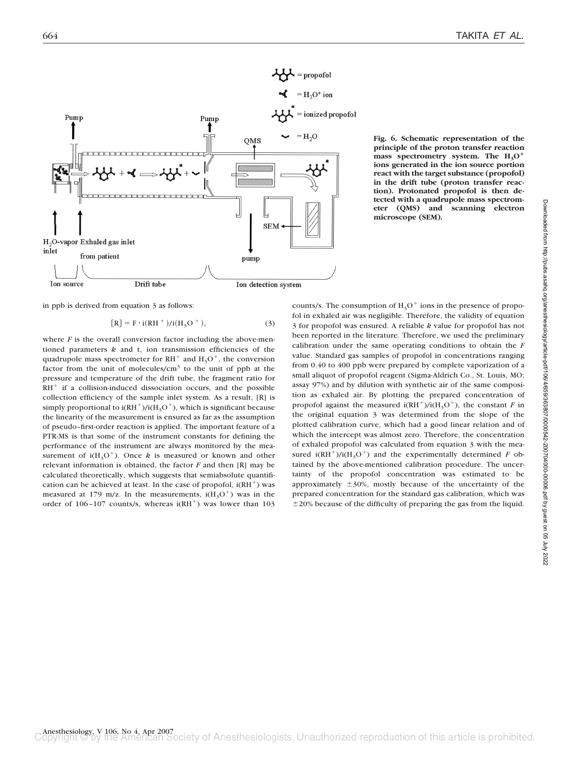= propofol

= $H_3O^+$ ion

= ionized propofol

= $H_2O$

Pump

Pump

QMS

SEM

pump

$H_2O$-vapor inlet

Exhaled gas inlet from patient

Ion source

Drift tube

Ion detection system

**Fig. 6. Schematic representation of the principle of the proton transfer reaction mass spectrometry system. The $H_3O^+$ ions generated in the ion source portion react with the target substance (propofol) in the drift tube (proton transfer reaction). Protonated propofol is then detected with a quadrupole mass spectrometer (QMS) and scanning electron microscope (SEM).**

in ppb is derived from equation 3 as follows:

$$[R] = F \cdot i(RH^+)/i(H_3O^+), \tag{3}$$

where *F* is the overall conversion factor including the above-mentioned parameters *k* and t, ion transmission efficiencies of the quadrupole mass spectrometer for $RH^+$ and $H_3O^+$, the conversion factor from the unit of molecules/$cm^3$ to the unit of ppb at the pressure and temperature of the drift tube, the fragment ratio for $RH^+$ if a collision-induced dissociation occurs, and the possible collection efficiency of the sample inlet system. As a result, [R] is simply proportional to $i(RH^+)/i(H_3O^+)$, which is significant because the linearity of the measurement is ensured as far as the assumption of pseudo–first-order reaction is applied. The important feature of a PTR-MS is that some of the instrument constants for defining the performance of the instrument are always monitored by the measurement of $i(H_3O^+)$. Once *k* is measured or known and other relevant information is obtained, the factor *F* and then [R] may be calculated theoretically, which suggests that semiabsolute quantification can be achieved at least. In the case of propofol, $i(RH^+)$ was measured at 179 m/z. In the measurements, $i(H_3O^+)$ was in the order of 106–107 counts/s, whereas $i(RH^+)$ was lower than 103 counts/s. The consumption of $H_3O^+$ ions in the presence of propofol in exhaled air was negligible. Therefore, the validity of equation 3 for propofol was ensured. A reliable *k* value for propofol has not been reported in the literature. Therefore, we used the preliminary calibration under the same operating conditions to obtain the *F* value. Standard gas samples of propofol in concentrations ranging from 0.40 to 400 ppb were prepared by complete vaporization of a small aliquot of propofol reagent (Sigma-Aldrich Co., St. Louis, MO; assay 97%) and by dilution with synthetic air of the same composition as exhaled air. By plotting the prepared concentration of propofol against the measured $i(RH^+)/i(H_3O^+)$, the constant *F* in the original equation 3 was determined from the slope of the plotted calibration curve, which had a good linear relation and of which the intercept was almost zero. Therefore, the concentration of exhaled propofol was calculated from equation 3 with the measured $i(RH^+)/i(H_3O^+)$ and the experimentally determined *F* obtained by the above-mentioned calibration procedure. The uncertainty of the propofol concentration was estimated to be approximately ±30%, mostly because of the uncertainty of the prepared concentration for the standard gas calibration, which was ±20% because of the difficulty of preparing the gas from the liquid.